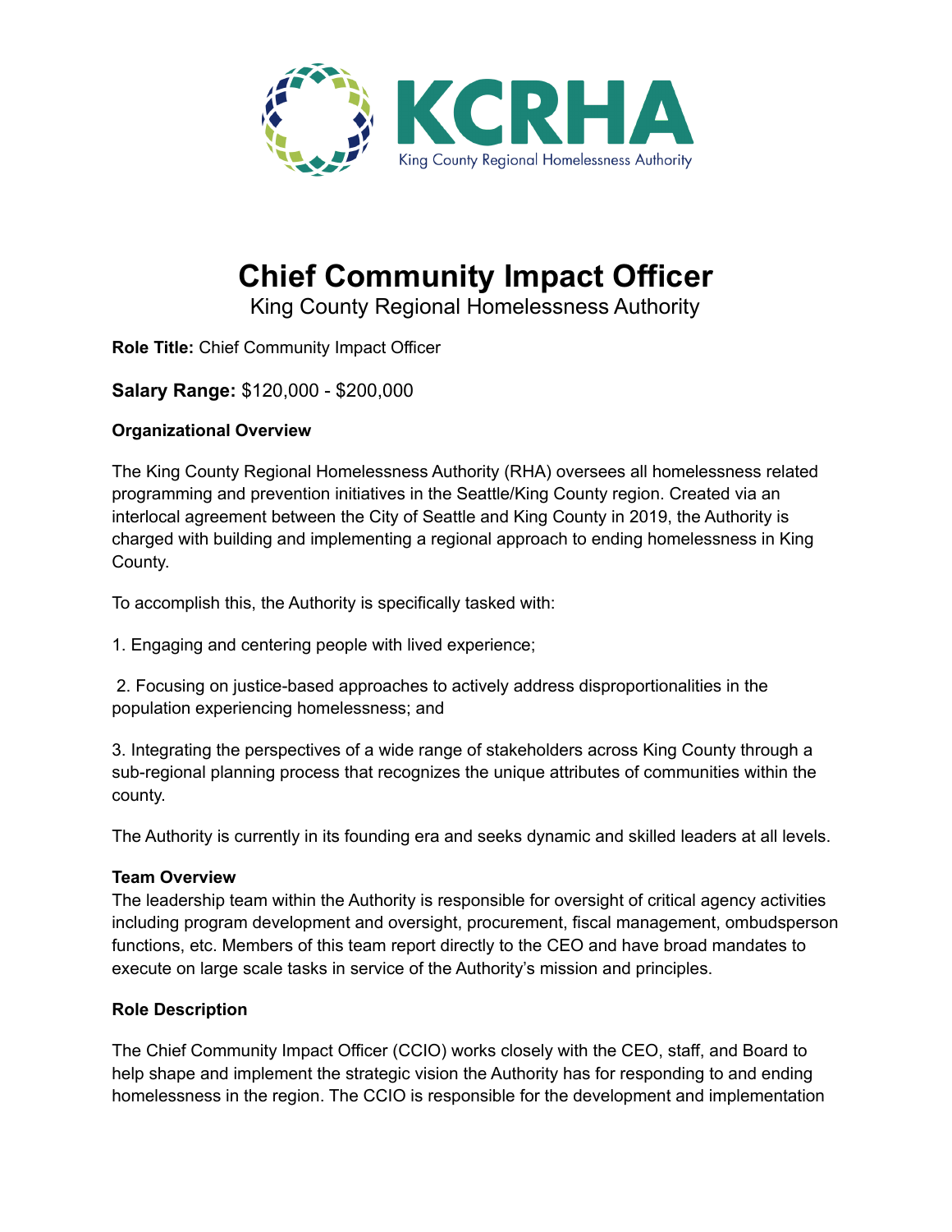KCRHA

King County Regional Homelessness Authority

# Chief Community Impact Officer

King County Regional Homelessness Authority

**Role Title:** Chief Community Impact Officer

**Salary Range:** $120,000 - $200,000

**Organizational Overview**

The King County Regional Homelessness Authority (RHA) oversees all homelessness related programming and prevention initiatives in the Seattle/King County region. Created via an interlocal agreement between the City of Seattle and King County in 2019, the Authority is charged with building and implementing a regional approach to ending homelessness in King County.

To accomplish this, the Authority is specifically tasked with:

1. Engaging and centering people with lived experience;

2. Focusing on justice-based approaches to actively address disproportionalities in the population experiencing homelessness; and

3. Integrating the perspectives of a wide range of stakeholders across King County through a sub-regional planning process that recognizes the unique attributes of communities within the county.

The Authority is currently in its founding era and seeks dynamic and skilled leaders at all levels.

**Team Overview**

The leadership team within the Authority is responsible for oversight of critical agency activities including program development and oversight, procurement, fiscal management, ombudsperson functions, etc. Members of this team report directly to the CEO and have broad mandates to execute on large scale tasks in service of the Authority's mission and principles.

**Role Description**

The Chief Community Impact Officer (CCIO) works closely with the CEO, staff, and Board to help shape and implement the strategic vision the Authority has for responding to and ending homelessness in the region. The CCIO is responsible for the development and implementation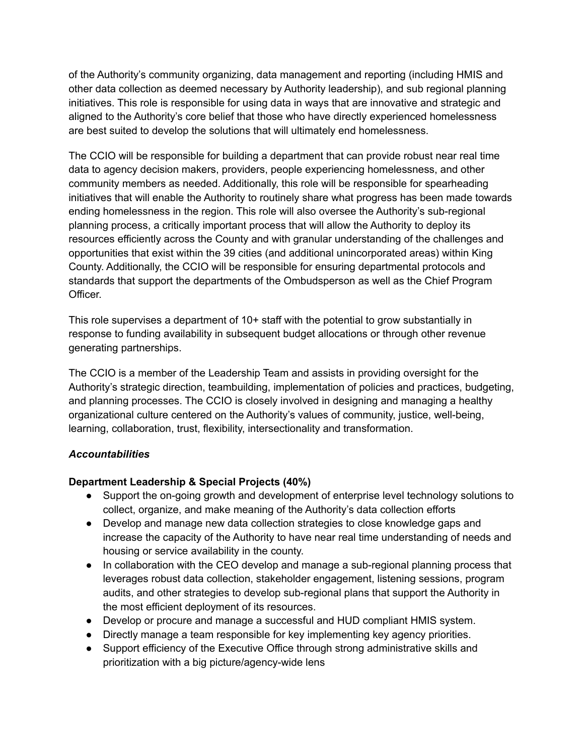of the Authority's community organizing, data management and reporting (including HMIS and other data collection as deemed necessary by Authority leadership), and sub regional planning initiatives. This role is responsible for using data in ways that are innovative and strategic and aligned to the Authority's core belief that those who have directly experienced homelessness are best suited to develop the solutions that will ultimately end homelessness.

The CCIO will be responsible for building a department that can provide robust near real time data to agency decision makers, providers, people experiencing homelessness, and other community members as needed. Additionally, this role will be responsible for spearheading initiatives that will enable the Authority to routinely share what progress has been made towards ending homelessness in the region. This role will also oversee the Authority's sub-regional planning process, a critically important process that will allow the Authority to deploy its resources efficiently across the County and with granular understanding of the challenges and opportunities that exist within the 39 cities (and additional unincorporated areas) within King County. Additionally, the CCIO will be responsible for ensuring departmental protocols and standards that support the departments of the Ombudsperson as well as the Chief Program Officer.

This role supervises a department of 10+ staff with the potential to grow substantially in response to funding availability in subsequent budget allocations or through other revenue generating partnerships.

The CCIO is a member of the Leadership Team and assists in providing oversight for the Authority's strategic direction, teambuilding, implementation of policies and practices, budgeting, and planning processes. The CCIO is closely involved in designing and managing a healthy organizational culture centered on the Authority's values of community, justice, well-being, learning, collaboration, trust, flexibility, intersectionality and transformation.

***Accountabilities***

**Department Leadership & Special Projects (40%)**

- Support the on-going growth and development of enterprise level technology solutions to collect, organize, and make meaning of the Authority's data collection efforts
- Develop and manage new data collection strategies to close knowledge gaps and increase the capacity of the Authority to have near real time understanding of needs and housing or service availability in the county.
- In collaboration with the CEO develop and manage a sub-regional planning process that leverages robust data collection, stakeholder engagement, listening sessions, program audits, and other strategies to develop sub-regional plans that support the Authority in the most efficient deployment of its resources.
- Develop or procure and manage a successful and HUD compliant HMIS system.
- Directly manage a team responsible for key implementing key agency priorities.
- Support efficiency of the Executive Office through strong administrative skills and prioritization with a big picture/agency-wide lens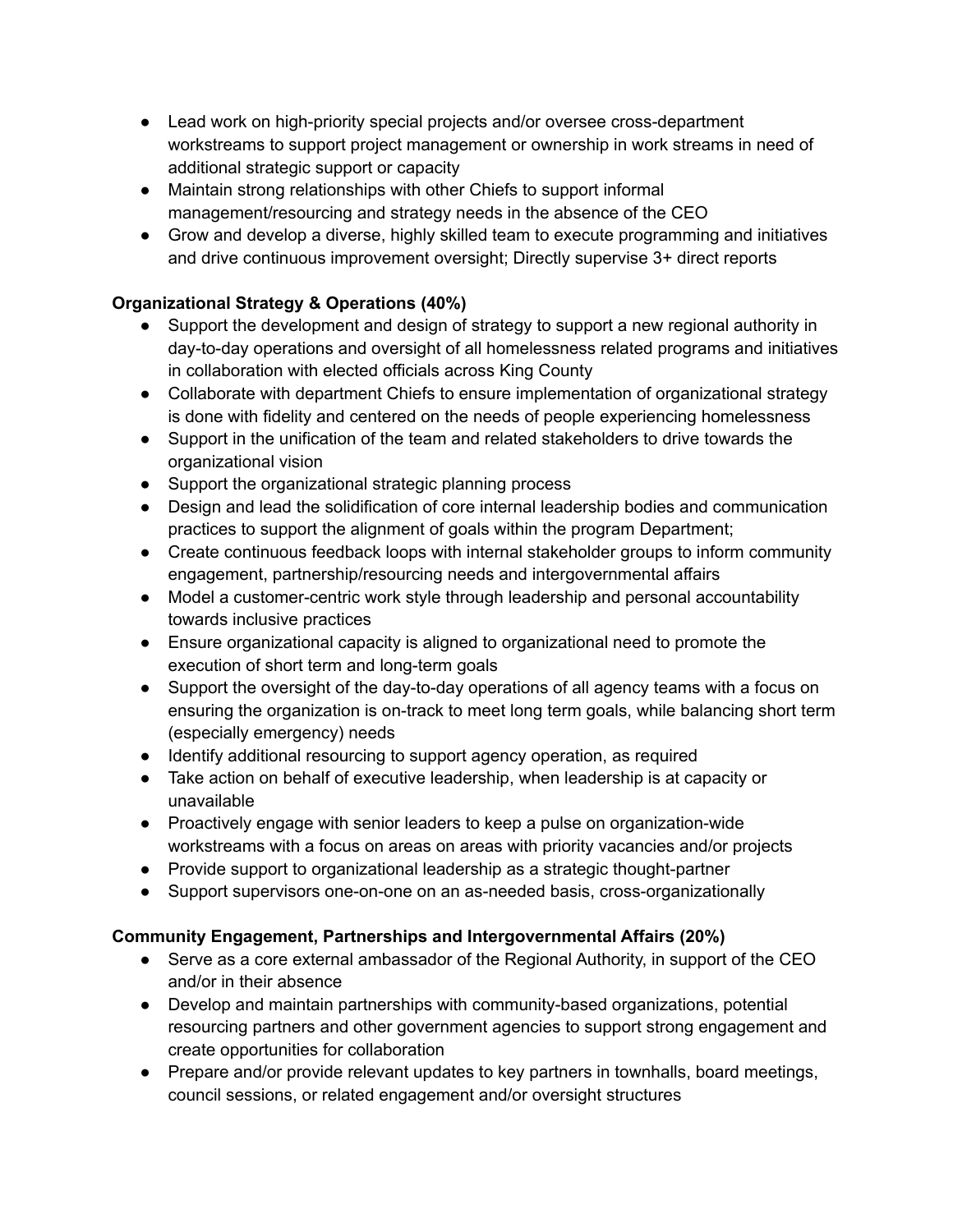- Lead work on high-priority special projects and/or oversee cross-department workstreams to support project management or ownership in work streams in need of additional strategic support or capacity
- Maintain strong relationships with other Chiefs to support informal management/resourcing and strategy needs in the absence of the CEO
- Grow and develop a diverse, highly skilled team to execute programming and initiatives and drive continuous improvement oversight; Directly supervise 3+ direct reports

**Organizational Strategy & Operations (40%)**

- Support the development and design of strategy to support a new regional authority in day-to-day operations and oversight of all homelessness related programs and initiatives in collaboration with elected officials across King County
- Collaborate with department Chiefs to ensure implementation of organizational strategy is done with fidelity and centered on the needs of people experiencing homelessness
- Support in the unification of the team and related stakeholders to drive towards the organizational vision
- Support the organizational strategic planning process
- Design and lead the solidification of core internal leadership bodies and communication practices to support the alignment of goals within the program Department;
- Create continuous feedback loops with internal stakeholder groups to inform community engagement, partnership/resourcing needs and intergovernmental affairs
- Model a customer-centric work style through leadership and personal accountability towards inclusive practices
- Ensure organizational capacity is aligned to organizational need to promote the execution of short term and long-term goals
- Support the oversight of the day-to-day operations of all agency teams with a focus on ensuring the organization is on-track to meet long term goals, while balancing short term (especially emergency) needs
- Identify additional resourcing to support agency operation, as required
- Take action on behalf of executive leadership, when leadership is at capacity or unavailable
- Proactively engage with senior leaders to keep a pulse on organization-wide workstreams with a focus on areas on areas with priority vacancies and/or projects
- Provide support to organizational leadership as a strategic thought-partner
- Support supervisors one-on-one on an as-needed basis, cross-organizationally

**Community Engagement, Partnerships and Intergovernmental Affairs (20%)**

- Serve as a core external ambassador of the Regional Authority, in support of the CEO and/or in their absence
- Develop and maintain partnerships with community-based organizations, potential resourcing partners and other government agencies to support strong engagement and create opportunities for collaboration
- Prepare and/or provide relevant updates to key partners in townhalls, board meetings, council sessions, or related engagement and/or oversight structures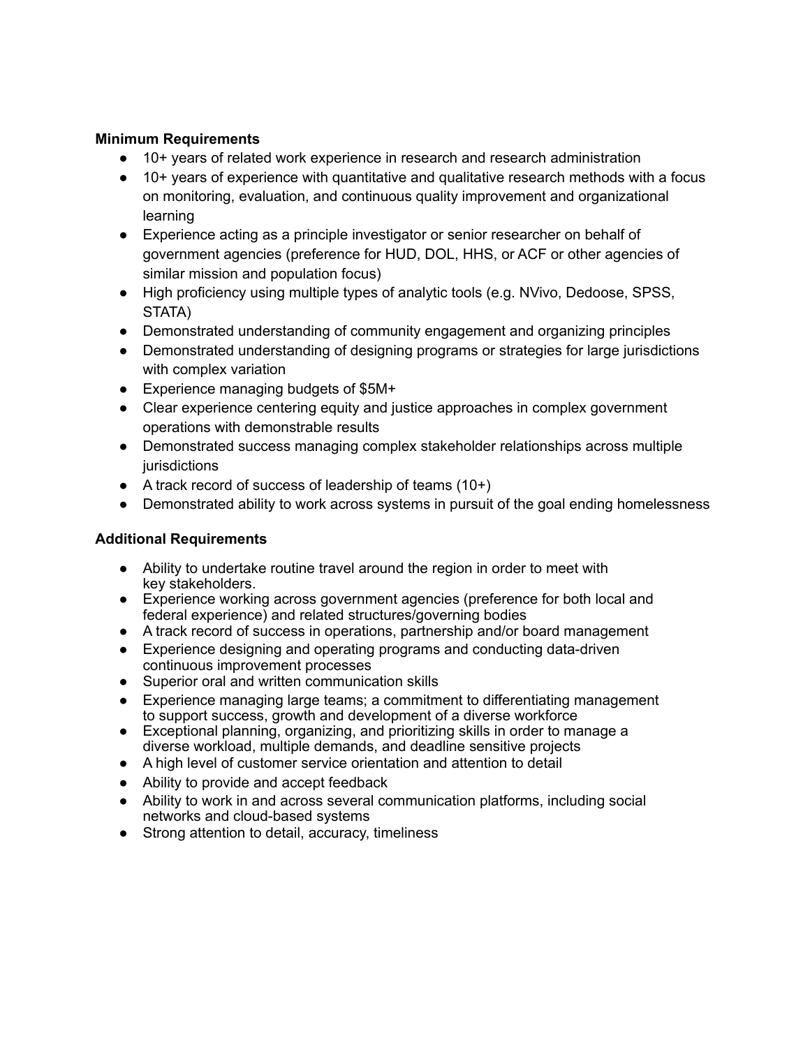**Minimum Requirements**

- 10+ years of related work experience in research and research administration
- 10+ years of experience with quantitative and qualitative research methods with a focus on monitoring, evaluation, and continuous quality improvement and organizational learning
- Experience acting as a principle investigator or senior researcher on behalf of government agencies (preference for HUD, DOL, HHS, or ACF or other agencies of similar mission and population focus)
- High proficiency using multiple types of analytic tools (e.g. NVivo, Dedoose, SPSS, STATA)
- Demonstrated understanding of community engagement and organizing principles
- Demonstrated understanding of designing programs or strategies for large jurisdictions with complex variation
- Experience managing budgets of $5M+
- Clear experience centering equity and justice approaches in complex government operations with demonstrable results
- Demonstrated success managing complex stakeholder relationships across multiple jurisdictions
- A track record of success of leadership of teams (10+)
- Demonstrated ability to work across systems in pursuit of the goal ending homelessness

**Additional Requirements**

- Ability to undertake routine travel around the region in order to meet with key stakeholders.
- Experience working across government agencies (preference for both local and federal experience) and related structures/governing bodies
- A track record of success in operations, partnership and/or board management
- Experience designing and operating programs and conducting data-driven continuous improvement processes
- Superior oral and written communication skills
- Experience managing large teams; a commitment to differentiating management to support success, growth and development of a diverse workforce
- Exceptional planning, organizing, and prioritizing skills in order to manage a diverse workload, multiple demands, and deadline sensitive projects
- A high level of customer service orientation and attention to detail
- Ability to provide and accept feedback
- Ability to work in and across several communication platforms, including social networks and cloud-based systems
- Strong attention to detail, accuracy, timeliness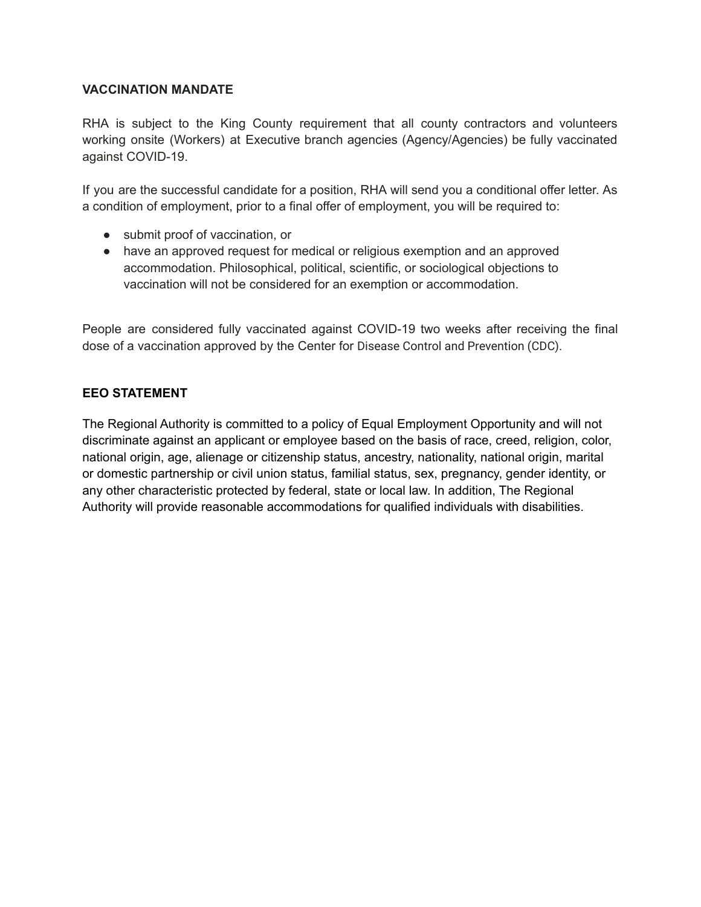**VACCINATION MANDATE**

RHA is subject to the King County requirement that all county contractors and volunteers working onsite (Workers) at Executive branch agencies (Agency/Agencies) be fully vaccinated against COVID-19.

If you are the successful candidate for a position, RHA will send you a conditional offer letter. As a condition of employment, prior to a final offer of employment, you will be required to:

- submit proof of vaccination, or
- have an approved request for medical or religious exemption and an approved accommodation. Philosophical, political, scientific, or sociological objections to vaccination will not be considered for an exemption or accommodation.

People are considered fully vaccinated against COVID-19 two weeks after receiving the final dose of a vaccination approved by the Center for Disease Control and Prevention (CDC).

**EEO STATEMENT**

The Regional Authority is committed to a policy of Equal Employment Opportunity and will not discriminate against an applicant or employee based on the basis of race, creed, religion, color, national origin, age, alienage or citizenship status, ancestry, nationality, national origin, marital or domestic partnership or civil union status, familial status, sex, pregnancy, gender identity, or any other characteristic protected by federal, state or local law. In addition, The Regional Authority will provide reasonable accommodations for qualified individuals with disabilities.